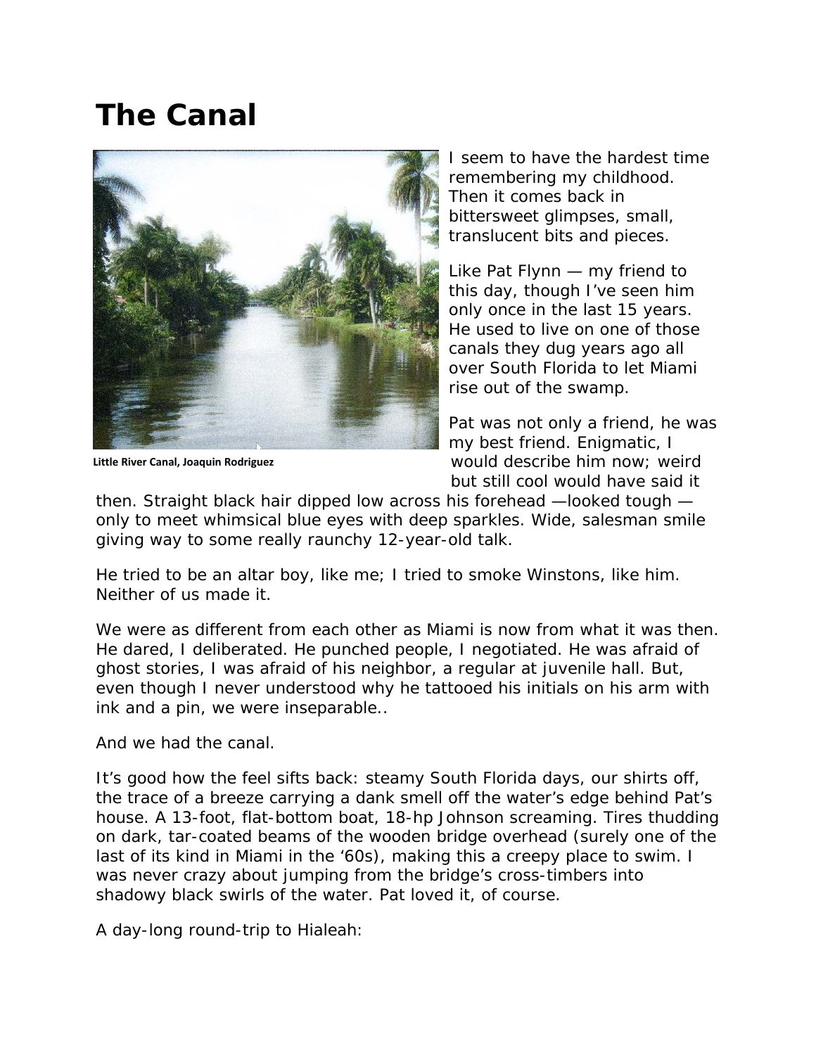# The Canal

Little River Canal, Joaquin Rodriguez

I seem to have the hardest time remembering my childhood. Then it comes back in bittersweet glimpses, small, translucent bits and pieces.

Like Pat Flynn — my friend to this day, though I've seen him only once in the last 15 years. He used to live on one of those canals they dug years ago all over South Florida to let Miami rise out of the swamp.

Pat was not only a friend, he was my best friend. Enigmatic, I would describe him now; weird but still cool would have said it then. Straight black hair dipped low across his forehead —looked tough — only to meet whimsical blue eyes with deep sparkles. Wide, salesman smile giving way to some really raunchy 12-year-old talk.

He tried to be an altar boy, like me; I tried to smoke Winstons, like him. Neither of us made it.

We were as different from each other as Miami is now from what it was then. He dared, I deliberated. He punched people, I negotiated. He was afraid of ghost stories, I was afraid of his neighbor, a regular at juvenile hall. But, even though I never understood why he tattooed his initials on his arm with ink and a pin, we were inseparable..

And we had the canal.

It's good how the feel sifts back: steamy South Florida days, our shirts off, the trace of a breeze carrying a dank smell off the water's edge behind Pat's house. A 13-foot, flat-bottom boat, 18-hp Johnson screaming. Tires thudding on dark, tar-coated beams of the wooden bridge overhead (surely one of the last of its kind in Miami in the '60s), making this a creepy place to swim. I was never crazy about jumping from the bridge's cross-timbers into shadowy black swirls of the water. Pat loved it, of course.

A day-long round-trip to Hialeah: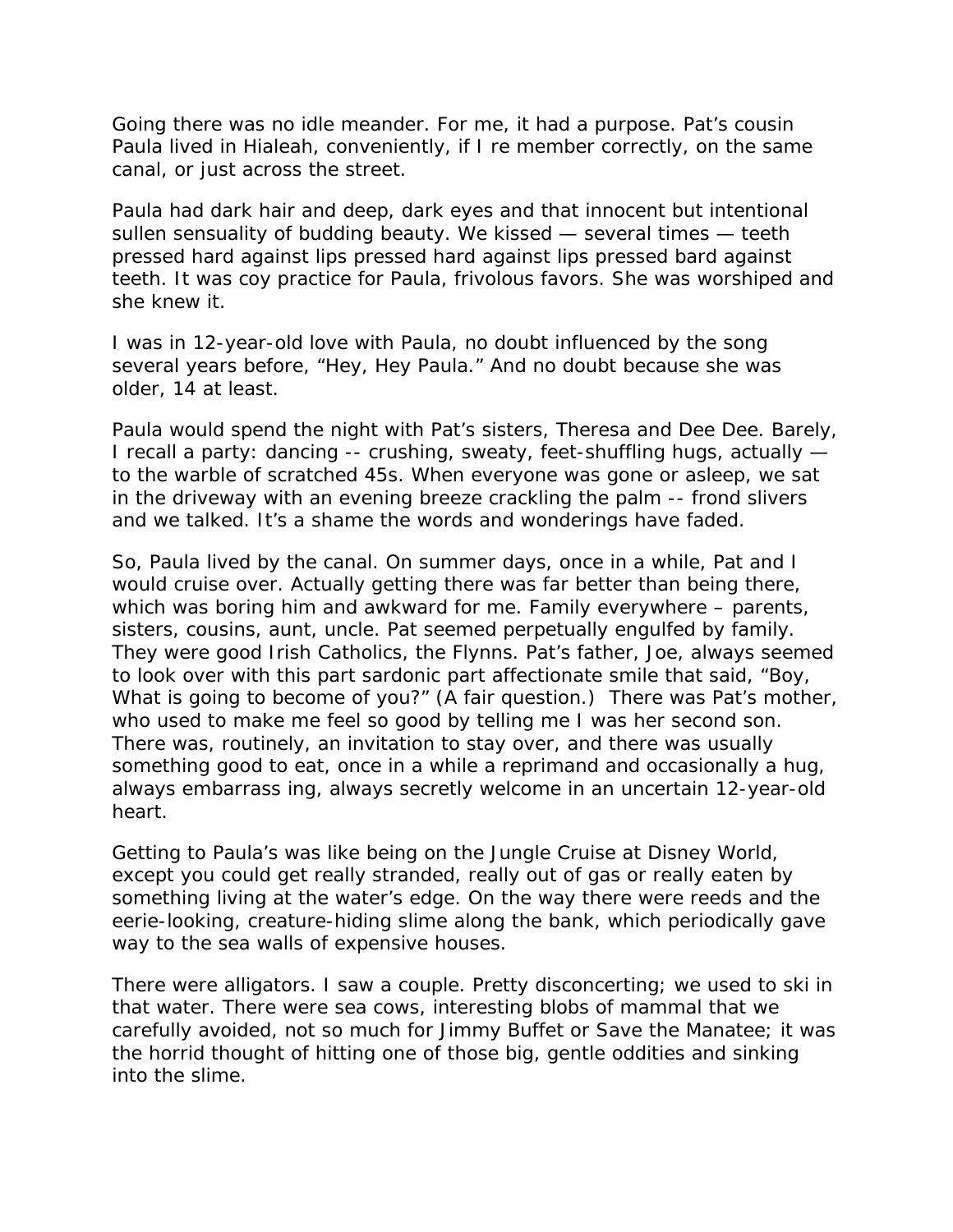Going there was no idle meander. For me, it had a purpose. Pat's cousin Paula lived in Hialeah, conveniently, if I re member correctly, on the same canal, or just across the street.

Paula had dark hair and deep, dark eyes and that innocent but intentional sullen sensuality of budding beauty. We kissed — several times — teeth pressed hard against lips pressed hard against lips pressed bard against teeth. It was coy practice for Paula, frivolous favors. She was worshiped and she knew it.

I was in 12-year-old love with Paula, no doubt influenced by the song several years before, "Hey, Hey Paula." And no doubt because she was older, 14 at least.

Paula would spend the night with Pat's sisters, Theresa and Dee Dee. Barely, I recall a party: dancing -- crushing, sweaty, feet-shuffling hugs, actually — to the warble of scratched 45s. When everyone was gone or asleep, we sat in the driveway with an evening breeze crackling the palm -- frond slivers and we talked. It's a shame the words and wonderings have faded.

So, Paula lived by the canal. On summer days, once in a while, Pat and I would cruise over. Actually getting there was far better than being there, which was boring him and awkward for me. Family everywhere – parents, sisters, cousins, aunt, uncle. Pat seemed perpetually engulfed by family. They were good Irish Catholics, the Flynns. Pat's father, Joe, always seemed to look over with this part sardonic part affectionate smile that said, "Boy, What is going to become of you?" (A fair question.) There was Pat's mother, who used to make me feel so good by telling me I was her second son. There was, routinely, an invitation to stay over, and there was usually something good to eat, once in a while a reprimand and occasionally a hug, always embarrass ing, always secretly welcome in an uncertain 12-year-old heart.

Getting to Paula's was like being on the Jungle Cruise at Disney World, except you could get really stranded, really out of gas or really eaten by something living at the water's edge. On the way there were reeds and the eerie-looking, creature-hiding slime along the bank, which periodically gave way to the sea walls of expensive houses.

There were alligators. I saw a couple. Pretty disconcerting; we used to ski in that water. There were sea cows, interesting blobs of mammal that we carefully avoided, not so much for Jimmy Buffet or Save the Manatee; it was the horrid thought of hitting one of those big, gentle oddities and sinking into the slime.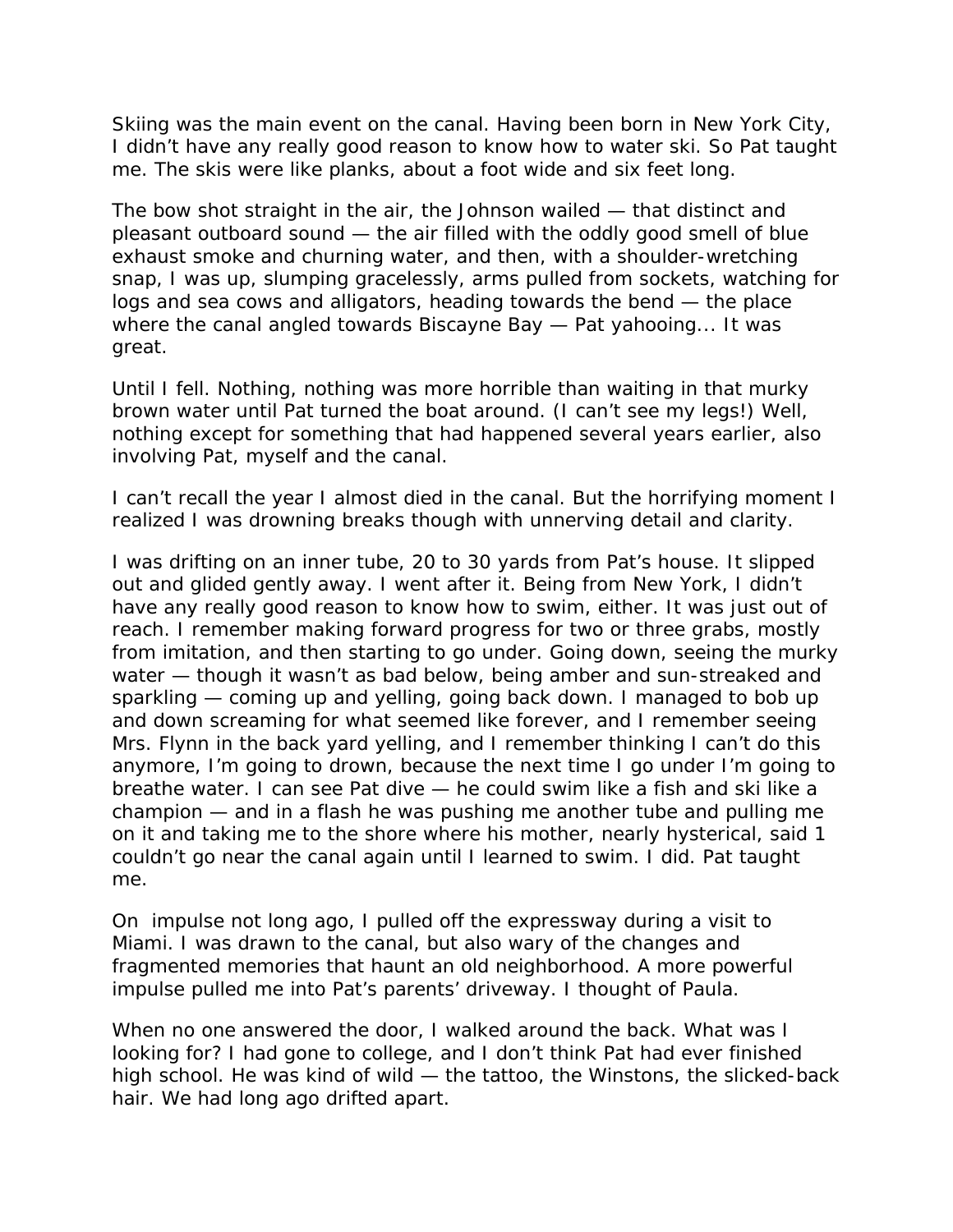Skiing was the main event on the canal. Having been born in New York City, I didn't have any really good reason to know how to water ski. So Pat taught me. The skis were like planks, about a foot wide and six feet long.

The bow shot straight in the air, the Johnson wailed — that distinct and pleasant outboard sound — the air filled with the oddly good smell of blue exhaust smoke and churning water, and then, with a shoulder-wretching snap, I was up, slumping gracelessly, arms pulled from sockets, watching for logs and sea cows and alligators, heading towards the bend — the place where the canal angled towards Biscayne Bay — Pat yahooing... It was great.

Until I fell. Nothing, nothing was more horrible than waiting in that murky brown water until Pat turned the boat around. (I can't see my legs!) Well, nothing except for something that had happened several years earlier, also involving Pat, myself and the canal.

I can't recall the year I almost died in the canal. But the horrifying moment I realized I was drowning breaks though with unnerving detail and clarity.

I was drifting on an inner tube, 20 to 30 yards from Pat's house. It slipped out and glided gently away. I went after it. Being from New York, I didn't have any really good reason to know how to swim, either. It was just out of reach. I remember making forward progress for two or three grabs, mostly from imitation, and then starting to go under. Going down, seeing the murky water — though it wasn't as bad below, being amber and sun-streaked and sparkling — coming up and yelling, going back down. I managed to bob up and down screaming for what seemed like forever, and I remember seeing Mrs. Flynn in the back yard yelling, and I remember thinking I can't do this anymore, I'm going to drown, because the next time I go under I'm going to breathe water. I can see Pat dive — he could swim like a fish and ski like a champion — and in a flash he was pushing me another tube and pulling me on it and taking me to the shore where his mother, nearly hysterical, said 1 couldn't go near the canal again until I learned to swim. I did. Pat taught me.

On impulse not long ago, I pulled off the expressway during a visit to Miami. I was drawn to the canal, but also wary of the changes and fragmented memories that haunt an old neighborhood. A more powerful impulse pulled me into Pat's parents' driveway. I thought of Paula.

When no one answered the door, I walked around the back. What was I looking for? I had gone to college, and I don't think Pat had ever finished high school. He was kind of wild — the tattoo, the Winstons, the slicked-back hair. We had long ago drifted apart.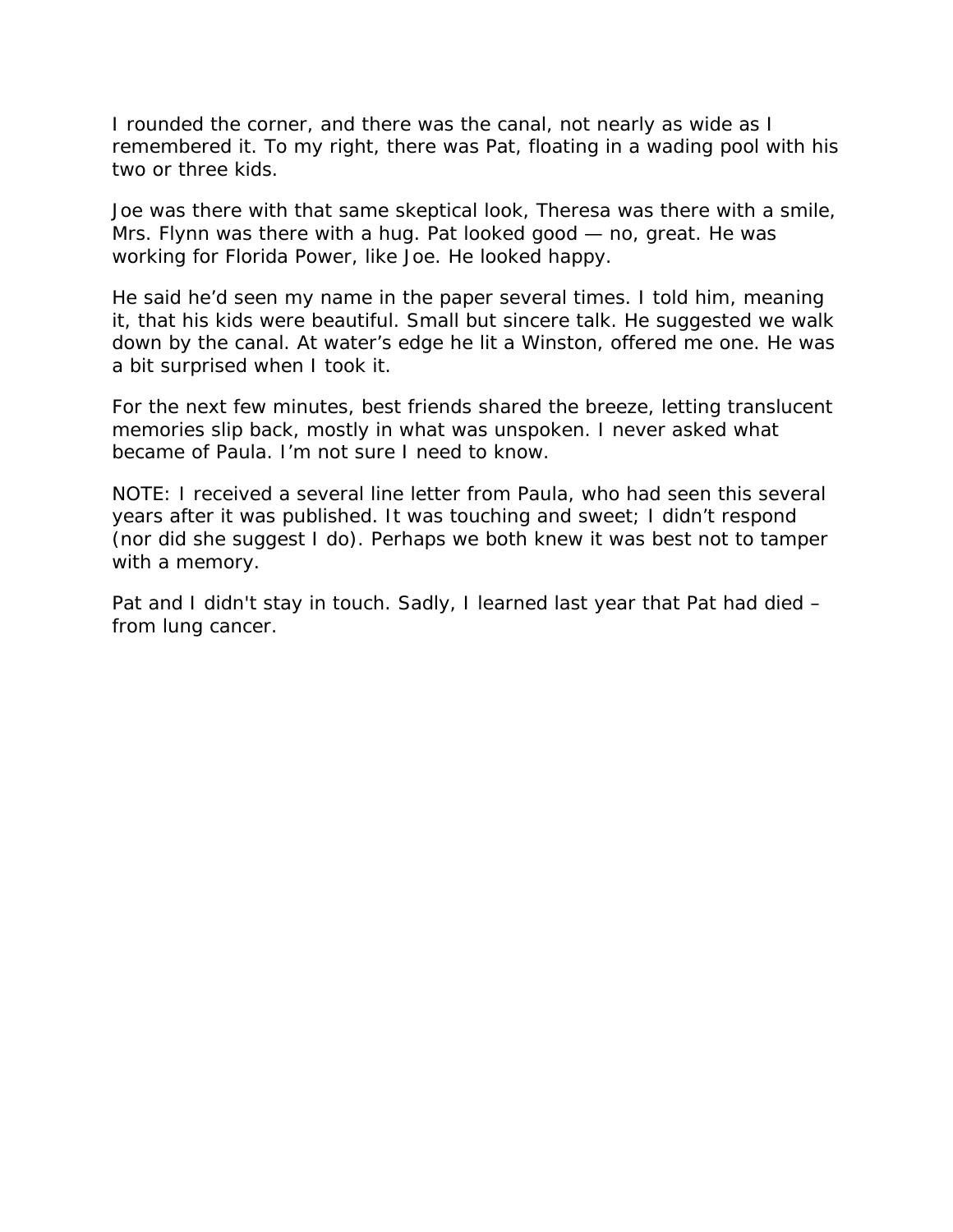I rounded the corner, and there was the canal, not nearly as wide as I remembered it. To my right, there was Pat, floating in a wading pool with his two or three kids.

Joe was there with that same skeptical look, Theresa was there with a smile, Mrs. Flynn was there with a hug. Pat looked good — no, great. He was working for Florida Power, like Joe. He looked happy.

He said he'd seen my name in the paper several times. I told him, meaning it, that his kids were beautiful. Small but sincere talk. He suggested we walk down by the canal. At water's edge he lit a Winston, offered me one. He was a bit surprised when I took it.

For the next few minutes, best friends shared the breeze, letting translucent memories slip back, mostly in what was unspoken. I never asked what became of Paula. I'm not sure I need to know.

NOTE: I received a several line letter from Paula, who had seen this several years after it was published. It was touching and sweet; I didn't respond (nor did she suggest I do). Perhaps we both knew it was best not to tamper with a memory.

Pat and I didn't stay in touch. Sadly, I learned last year that Pat had died – from lung cancer.